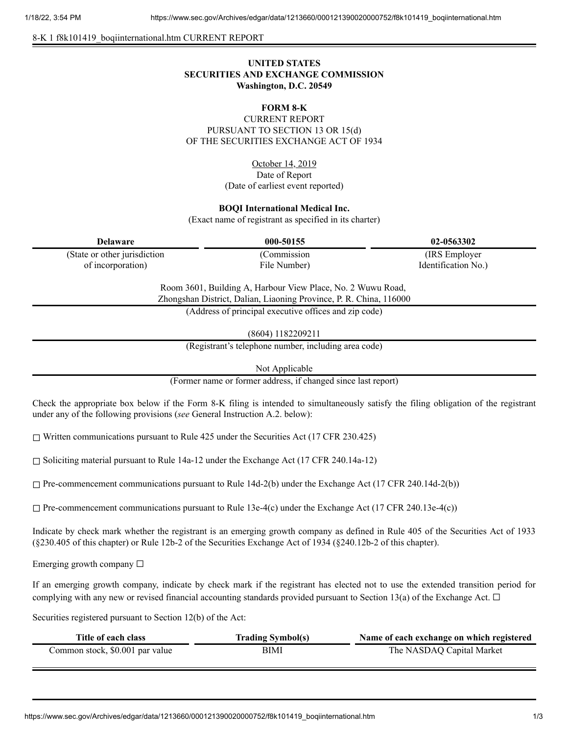8-K 1 f8k101419_boqiinternational.htm CURRENT REPORT

**UNITED STATES**
**SECURITIES AND EXCHANGE COMMISSION**
**Washington, D.C. 20549**

**FORM 8-K**

CURRENT REPORT
PURSUANT TO SECTION 13 OR 15(d)
OF THE SECURITIES EXCHANGE ACT OF 1934

October 14, 2019
Date of Report
(Date of earliest event reported)

**BOQI International Medical Inc.**
(Exact name of registrant as specified in its charter)

| **Delaware** | **000-50155** | **02-0563302** |
|---|---|---|
| (State or other jurisdiction of incorporation) | (Commission File Number) | (IRS Employer Identification No.) |

Room 3601, Building A, Harbour View Place, No. 2 Wuwu Road,
Zhongshan District, Dalian, Liaoning Province, P. R. China, 116000
(Address of principal executive offices and zip code)

(8604) 1182209211
(Registrant's telephone number, including area code)

Not Applicable
(Former name or former address, if changed since last report)

Check the appropriate box below if the Form 8-K filing is intended to simultaneously satisfy the filing obligation of the registrant under any of the following provisions (*see* General Instruction A.2. below):

☐ Written communications pursuant to Rule 425 under the Securities Act (17 CFR 230.425)

☐ Soliciting material pursuant to Rule 14a-12 under the Exchange Act (17 CFR 240.14a-12)

☐ Pre-commencement communications pursuant to Rule 14d-2(b) under the Exchange Act (17 CFR 240.14d-2(b))

☐ Pre-commencement communications pursuant to Rule 13e-4(c) under the Exchange Act (17 CFR 240.13e-4(c))

Indicate by check mark whether the registrant is an emerging growth company as defined in Rule 405 of the Securities Act of 1933 (§230.405 of this chapter) or Rule 12b-2 of the Securities Exchange Act of 1934 (§240.12b-2 of this chapter).

Emerging growth company ☐

If an emerging growth company, indicate by check mark if the registrant has elected not to use the extended transition period for complying with any new or revised financial accounting standards provided pursuant to Section 13(a) of the Exchange Act. ☐

Securities registered pursuant to Section 12(b) of the Act:

| Title of each class | Trading Symbol(s) | Name of each exchange on which registered |
|---|---|---|
| Common stock, $0.001 par value | BIMI | The NASDAQ Capital Market |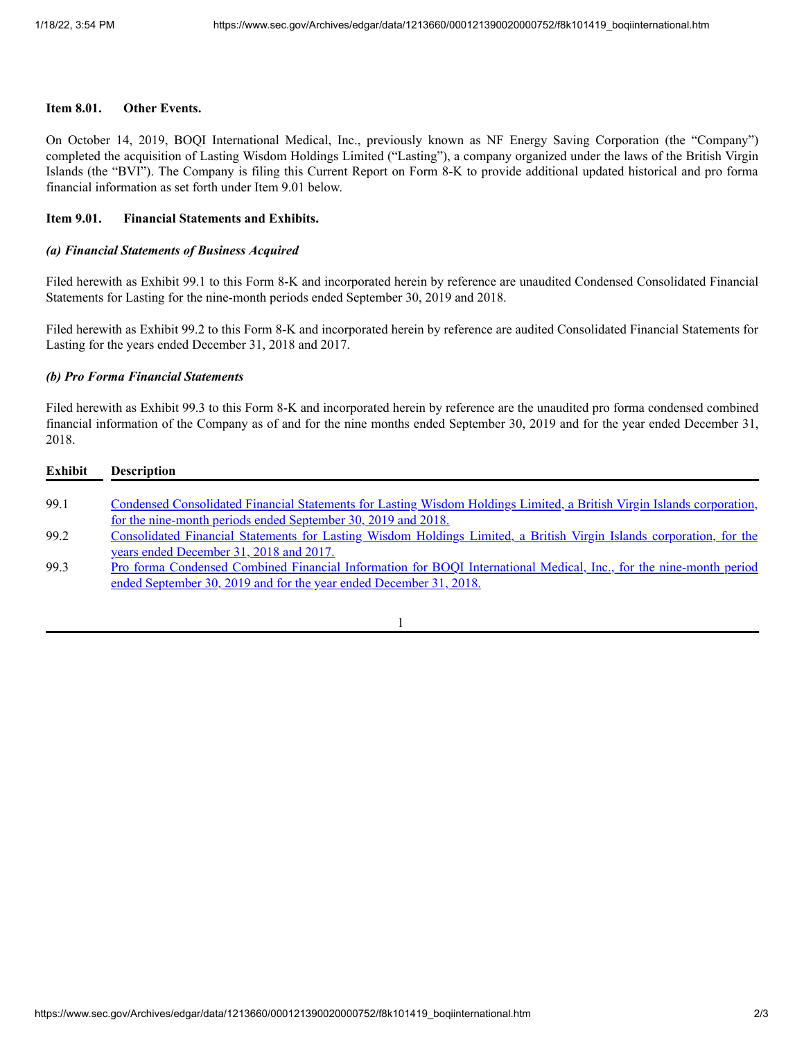**Item 8.01. Other Events.**

On October 14, 2019, BOQI International Medical, Inc., previously known as NF Energy Saving Corporation (the "Company") completed the acquisition of Lasting Wisdom Holdings Limited ("Lasting"), a company organized under the laws of the British Virgin Islands (the "BVI"). The Company is filing this Current Report on Form 8-K to provide additional updated historical and pro forma financial information as set forth under Item 9.01 below.

**Item 9.01. Financial Statements and Exhibits.**

***(a) Financial Statements of Business Acquired***

Filed herewith as Exhibit 99.1 to this Form 8-K and incorporated herein by reference are unaudited Condensed Consolidated Financial Statements for Lasting for the nine-month periods ended September 30, 2019 and 2018.

Filed herewith as Exhibit 99.2 to this Form 8-K and incorporated herein by reference are audited Consolidated Financial Statements for Lasting for the years ended December 31, 2018 and 2017.

***(b) Pro Forma Financial Statements***

Filed herewith as Exhibit 99.3 to this Form 8-K and incorporated herein by reference are the unaudited pro forma condensed combined financial information of the Company as of and for the nine months ended September 30, 2019 and for the year ended December 31, 2018.

| Exhibit | Description |
|---|---|
| 99.1 | Condensed Consolidated Financial Statements for Lasting Wisdom Holdings Limited, a British Virgin Islands corporation, for the nine-month periods ended September 30, 2019 and 2018. |
| 99.2 | Consolidated Financial Statements for Lasting Wisdom Holdings Limited, a British Virgin Islands corporation, for the years ended December 31, 2018 and 2017. |
| 99.3 | Pro forma Condensed Combined Financial Information for BOQI International Medical, Inc., for the nine-month period ended September 30, 2019 and for the year ended December 31, 2018. |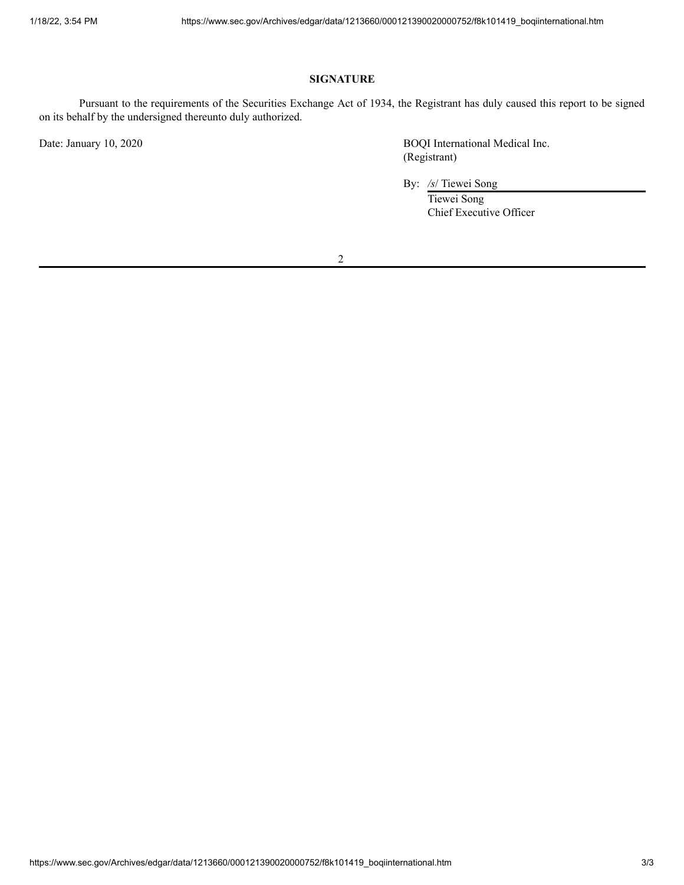**SIGNATURE**

Pursuant to the requirements of the Securities Exchange Act of 1934, the Registrant has duly caused this report to be signed on its behalf by the undersigned thereunto duly authorized.

Date: January 10, 2020

BOQI International Medical Inc.
(Registrant)

By: */s/* Tiewei Song
Tiewei Song
Chief Executive Officer